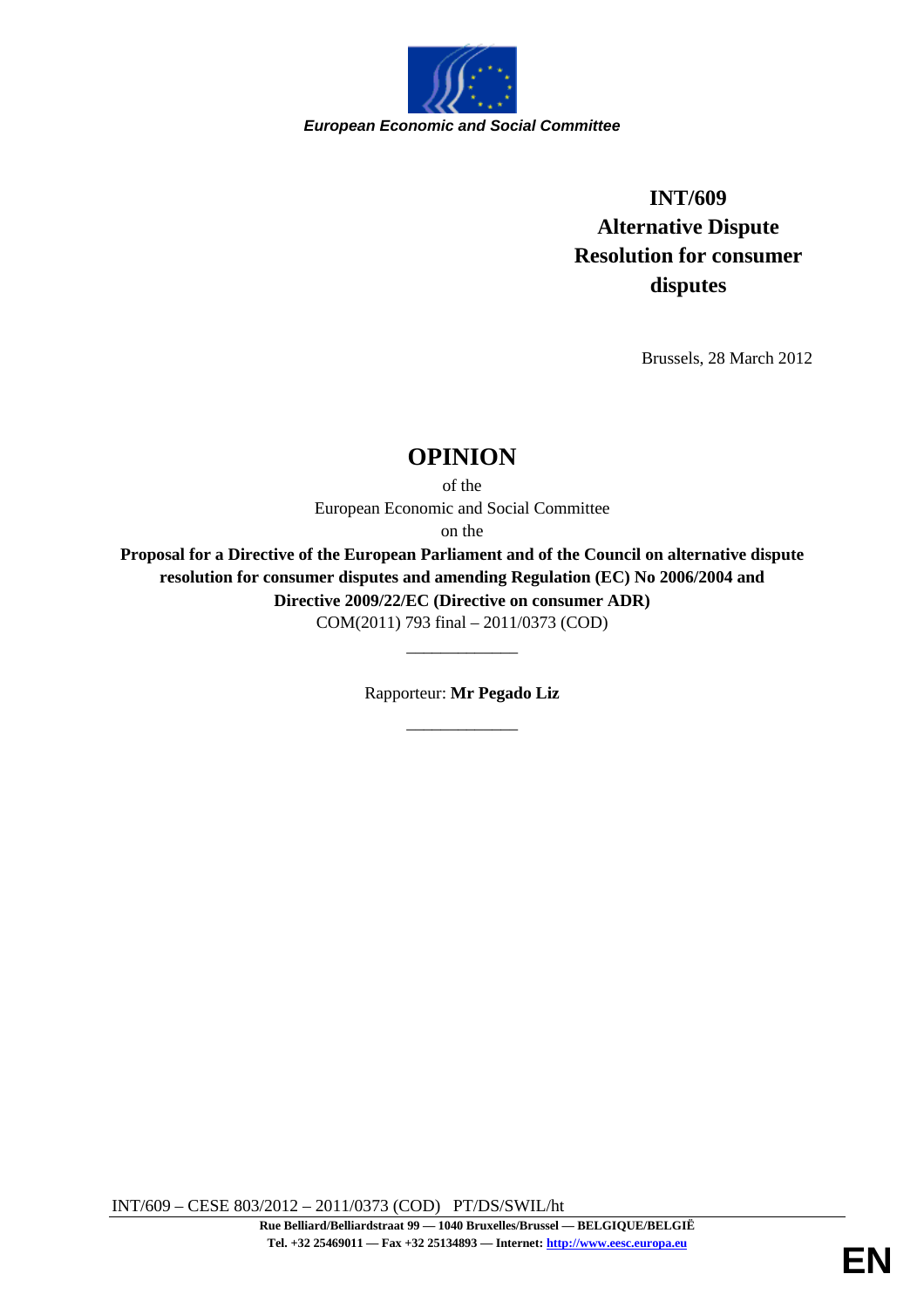*European Economic and Social Committee*

**INT/609**
**Alternative Dispute Resolution for consumer disputes**

Brussels, 28 March 2012

# OPINION

of the
European Economic and Social Committee
on the
**Proposal for a Directive of the European Parliament and of the Council on alternative dispute resolution for consumer disputes and amending Regulation (EC) No 2006/2004 and Directive 2009/22/EC (Directive on consumer ADR)**
COM(2011) 793 final – 2011/0373 (COD)

\_\_\_\_\_\_\_\_\_\_\_\_\_

Rapporteur: **Mr Pegado Liz**

\_\_\_\_\_\_\_\_\_\_\_\_\_

INT/609 – CESE 803/2012 – 2011/0373 (COD) PT/DS/SWIL/ht

**Rue Belliard/Belliardstraat 99 — 1040 Bruxelles/Brussel — BELGIQUE/BELGIË**
**Tel. +32 25469011 — Fax +32 25134893 — Internet: http://www.eesc.europa.eu**

**EN**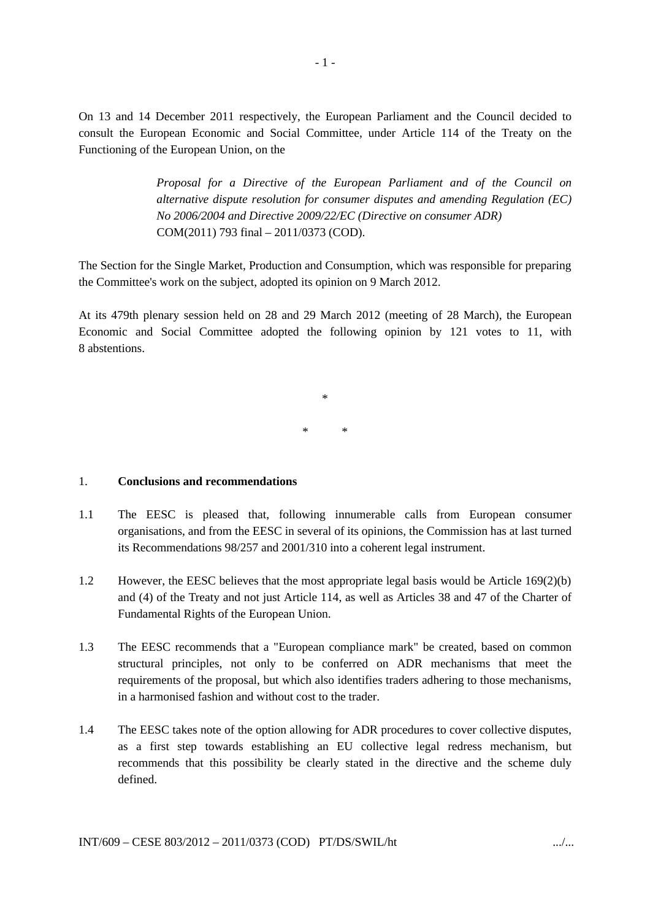On 13 and 14 December 2011 respectively, the European Parliament and the Council decided to consult the European Economic and Social Committee, under Article 114 of the Treaty on the Functioning of the European Union, on the

> *Proposal for a Directive of the European Parliament and of the Council on alternative dispute resolution for consumer disputes and amending Regulation (EC) No 2006/2004 and Directive 2009/22/EC (Directive on consumer ADR)*
> COM(2011) 793 final – 2011/0373 (COD).

The Section for the Single Market, Production and Consumption, which was responsible for preparing the Committee's work on the subject, adopted its opinion on 9 March 2012.

At its 479th plenary session held on 28 and 29 March 2012 (meeting of 28 March), the European Economic and Social Committee adopted the following opinion by 121 votes to 11, with 8 abstentions.

\*

\* \*

## 1. Conclusions and recommendations

1.1 The EESC is pleased that, following innumerable calls from European consumer organisations, and from the EESC in several of its opinions, the Commission has at last turned its Recommendations 98/257 and 2001/310 into a coherent legal instrument.

1.2 However, the EESC believes that the most appropriate legal basis would be Article 169(2)(b) and (4) of the Treaty and not just Article 114, as well as Articles 38 and 47 of the Charter of Fundamental Rights of the European Union.

1.3 The EESC recommends that a "European compliance mark" be created, based on common structural principles, not only to be conferred on ADR mechanisms that meet the requirements of the proposal, but which also identifies traders adhering to those mechanisms, in a harmonised fashion and without cost to the trader.

1.4 The EESC takes note of the option allowing for ADR procedures to cover collective disputes, as a first step towards establishing an EU collective legal redress mechanism, but recommends that this possibility be clearly stated in the directive and the scheme duly defined.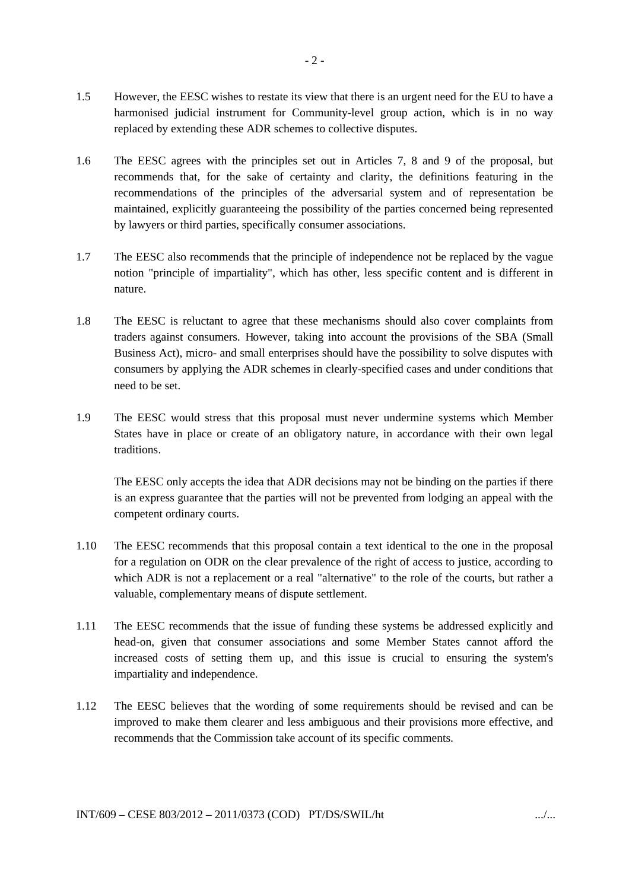1.5 However, the EESC wishes to restate its view that there is an urgent need for the EU to have a harmonised judicial instrument for Community-level group action, which is in no way replaced by extending these ADR schemes to collective disputes.

1.6 The EESC agrees with the principles set out in Articles 7, 8 and 9 of the proposal, but recommends that, for the sake of certainty and clarity, the definitions featuring in the recommendations of the principles of the adversarial system and of representation be maintained, explicitly guaranteeing the possibility of the parties concerned being represented by lawyers or third parties, specifically consumer associations.

1.7 The EESC also recommends that the principle of independence not be replaced by the vague notion "principle of impartiality", which has other, less specific content and is different in nature.

1.8 The EESC is reluctant to agree that these mechanisms should also cover complaints from traders against consumers. However, taking into account the provisions of the SBA (Small Business Act), micro- and small enterprises should have the possibility to solve disputes with consumers by applying the ADR schemes in clearly-specified cases and under conditions that need to be set.

1.9 The EESC would stress that this proposal must never undermine systems which Member States have in place or create of an obligatory nature, in accordance with their own legal traditions.

The EESC only accepts the idea that ADR decisions may not be binding on the parties if there is an express guarantee that the parties will not be prevented from lodging an appeal with the competent ordinary courts.

1.10 The EESC recommends that this proposal contain a text identical to the one in the proposal for a regulation on ODR on the clear prevalence of the right of access to justice, according to which ADR is not a replacement or a real "alternative" to the role of the courts, but rather a valuable, complementary means of dispute settlement.

1.11 The EESC recommends that the issue of funding these systems be addressed explicitly and head-on, given that consumer associations and some Member States cannot afford the increased costs of setting them up, and this issue is crucial to ensuring the system's impartiality and independence.

1.12 The EESC believes that the wording of some requirements should be revised and can be improved to make them clearer and less ambiguous and their provisions more effective, and recommends that the Commission take account of its specific comments.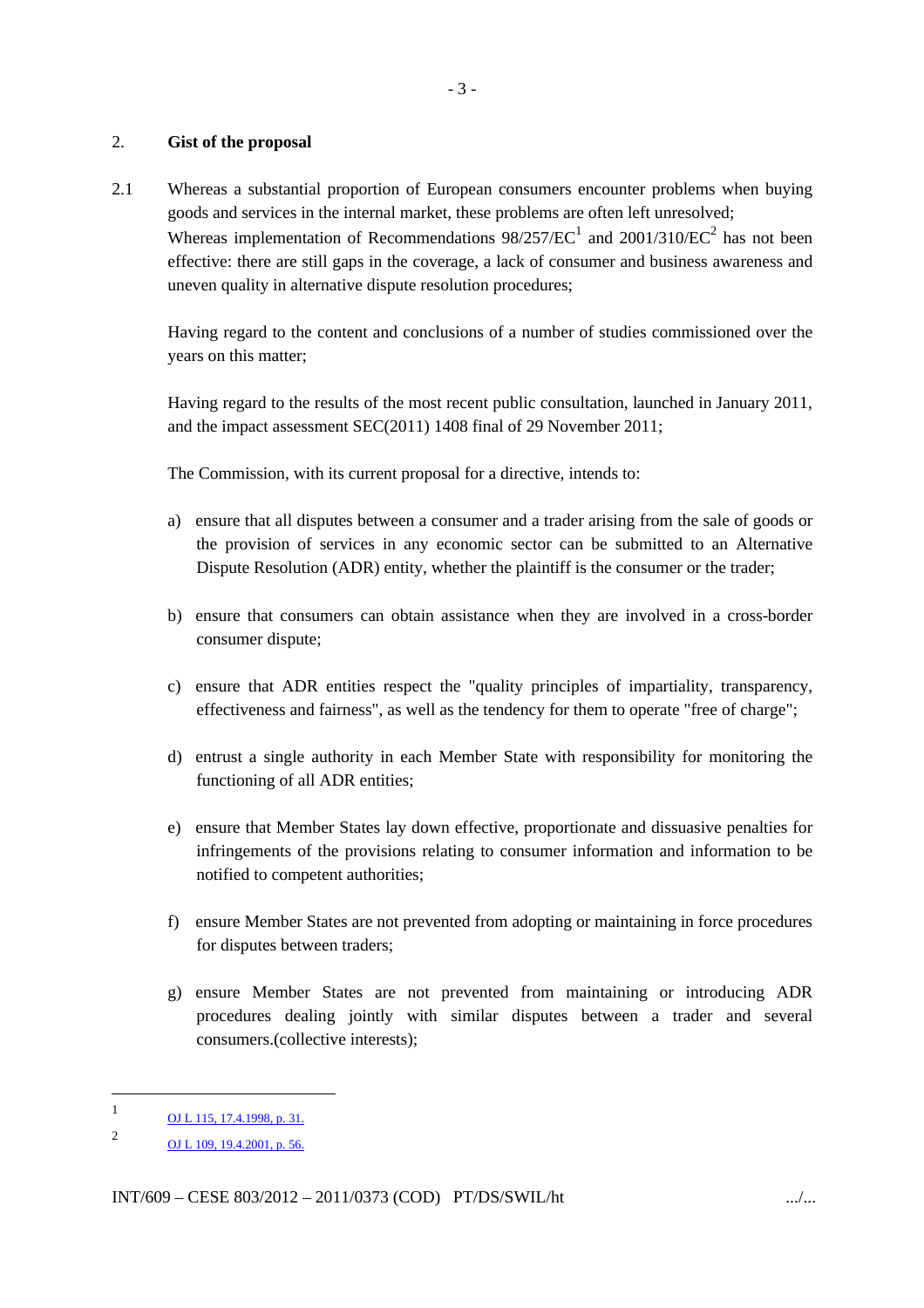## 2. Gist of the proposal

2.1 Whereas a substantial proportion of European consumers encounter problems when buying goods and services in the internal market, these problems are often left unresolved;

Whereas implementation of Recommendations 98/257/EC[1] and 2001/310/EC[2] has not been effective: there are still gaps in the coverage, a lack of consumer and business awareness and uneven quality in alternative dispute resolution procedures;

Having regard to the content and conclusions of a number of studies commissioned over the years on this matter;

Having regard to the results of the most recent public consultation, launched in January 2011, and the impact assessment SEC(2011) 1408 final of 29 November 2011;

The Commission, with its current proposal for a directive, intends to:

a) ensure that all disputes between a consumer and a trader arising from the sale of goods or the provision of services in any economic sector can be submitted to an Alternative Dispute Resolution (ADR) entity, whether the plaintiff is the consumer or the trader;

b) ensure that consumers can obtain assistance when they are involved in a cross-border consumer dispute;

c) ensure that ADR entities respect the "quality principles of impartiality, transparency, effectiveness and fairness", as well as the tendency for them to operate "free of charge";

d) entrust a single authority in each Member State with responsibility for monitoring the functioning of all ADR entities;

e) ensure that Member States lay down effective, proportionate and dissuasive penalties for infringements of the provisions relating to consumer information and information to be notified to competent authorities;

f) ensure Member States are not prevented from adopting or maintaining in force procedures for disputes between traders;

g) ensure Member States are not prevented from maintaining or introducing ADR procedures dealing jointly with similar disputes between a trader and several consumers.(collective interests);

---

[1] OJ L 115, 17.4.1998, p. 31.

[2] OJ L 109, 19.4.2001, p. 56.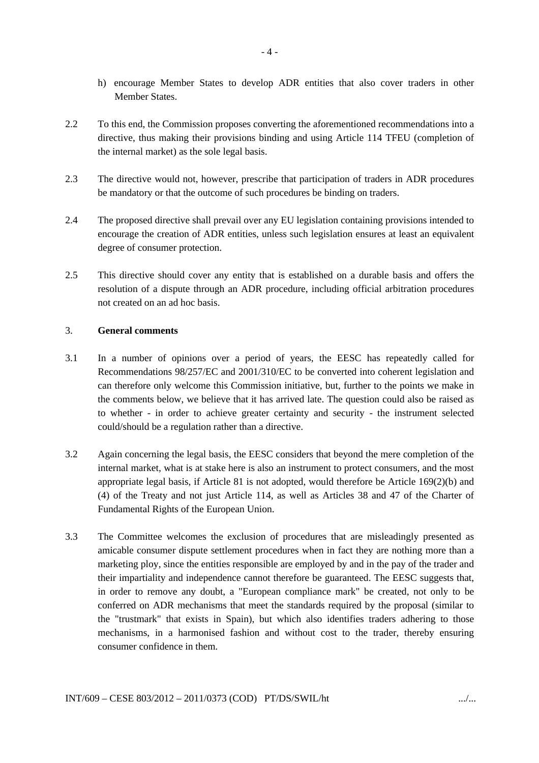h) encourage Member States to develop ADR entities that also cover traders in other Member States.

2.2 To this end, the Commission proposes converting the aforementioned recommendations into a directive, thus making their provisions binding and using Article 114 TFEU (completion of the internal market) as the sole legal basis.

2.3 The directive would not, however, prescribe that participation of traders in ADR procedures be mandatory or that the outcome of such procedures be binding on traders.

2.4 The proposed directive shall prevail over any EU legislation containing provisions intended to encourage the creation of ADR entities, unless such legislation ensures at least an equivalent degree of consumer protection.

2.5 This directive should cover any entity that is established on a durable basis and offers the resolution of a dispute through an ADR procedure, including official arbitration procedures not created on an ad hoc basis.

## 3. **General comments**

3.1 In a number of opinions over a period of years, the EESC has repeatedly called for Recommendations 98/257/EC and 2001/310/EC to be converted into coherent legislation and can therefore only welcome this Commission initiative, but, further to the points we make in the comments below, we believe that it has arrived late. The question could also be raised as to whether - in order to achieve greater certainty and security - the instrument selected could/should be a regulation rather than a directive.

3.2 Again concerning the legal basis, the EESC considers that beyond the mere completion of the internal market, what is at stake here is also an instrument to protect consumers, and the most appropriate legal basis, if Article 81 is not adopted, would therefore be Article 169(2)(b) and (4) of the Treaty and not just Article 114, as well as Articles 38 and 47 of the Charter of Fundamental Rights of the European Union.

3.3 The Committee welcomes the exclusion of procedures that are misleadingly presented as amicable consumer dispute settlement procedures when in fact they are nothing more than a marketing ploy, since the entities responsible are employed by and in the pay of the trader and their impartiality and independence cannot therefore be guaranteed. The EESC suggests that, in order to remove any doubt, a "European compliance mark" be created, not only to be conferred on ADR mechanisms that meet the standards required by the proposal (similar to the "trustmark" that exists in Spain), but which also identifies traders adhering to those mechanisms, in a harmonised fashion and without cost to the trader, thereby ensuring consumer confidence in them.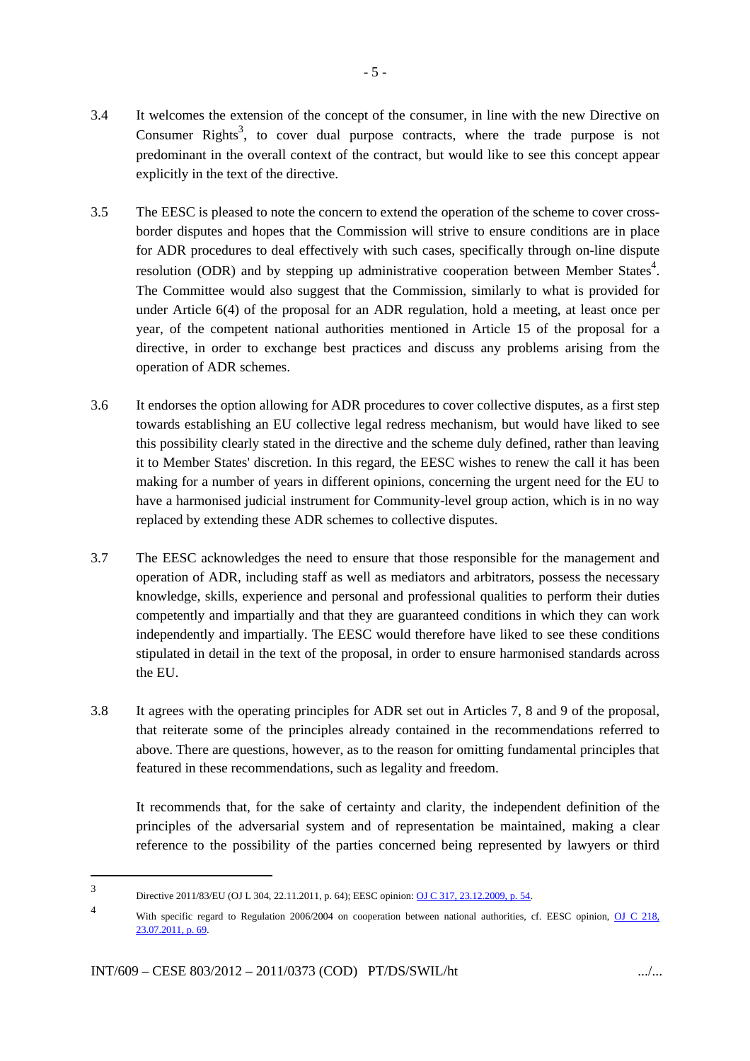3.4 It welcomes the extension of the concept of the consumer, in line with the new Directive on Consumer Rights[3], to cover dual purpose contracts, where the trade purpose is not predominant in the overall context of the contract, but would like to see this concept appear explicitly in the text of the directive.

3.5 The EESC is pleased to note the concern to extend the operation of the scheme to cover cross-border disputes and hopes that the Commission will strive to ensure conditions are in place for ADR procedures to deal effectively with such cases, specifically through on-line dispute resolution (ODR) and by stepping up administrative cooperation between Member States[4]. The Committee would also suggest that the Commission, similarly to what is provided for under Article 6(4) of the proposal for an ADR regulation, hold a meeting, at least once per year, of the competent national authorities mentioned in Article 15 of the proposal for a directive, in order to exchange best practices and discuss any problems arising from the operation of ADR schemes.

3.6 It endorses the option allowing for ADR procedures to cover collective disputes, as a first step towards establishing an EU collective legal redress mechanism, but would have liked to see this possibility clearly stated in the directive and the scheme duly defined, rather than leaving it to Member States' discretion. In this regard, the EESC wishes to renew the call it has been making for a number of years in different opinions, concerning the urgent need for the EU to have a harmonised judicial instrument for Community-level group action, which is in no way replaced by extending these ADR schemes to collective disputes.

3.7 The EESC acknowledges the need to ensure that those responsible for the management and operation of ADR, including staff as well as mediators and arbitrators, possess the necessary knowledge, skills, experience and personal and professional qualities to perform their duties competently and impartially and that they are guaranteed conditions in which they can work independently and impartially. The EESC would therefore have liked to see these conditions stipulated in detail in the text of the proposal, in order to ensure harmonised standards across the EU.

3.8 It agrees with the operating principles for ADR set out in Articles 7, 8 and 9 of the proposal, that reiterate some of the principles already contained in the recommendations referred to above. There are questions, however, as to the reason for omitting fundamental principles that featured in these recommendations, such as legality and freedom.

It recommends that, for the sake of certainty and clarity, the independent definition of the principles of the adversarial system and of representation be maintained, making a clear reference to the possibility of the parties concerned being represented by lawyers or third

---

[3] Directive 2011/83/EU (OJ L 304, 22.11.2011, p. 64); EESC opinion: OJ C 317, 23.12.2009, p. 54.

[4] With specific regard to Regulation 2006/2004 on cooperation between national authorities, cf. EESC opinion, OJ C 218, 23.07.2011, p. 69.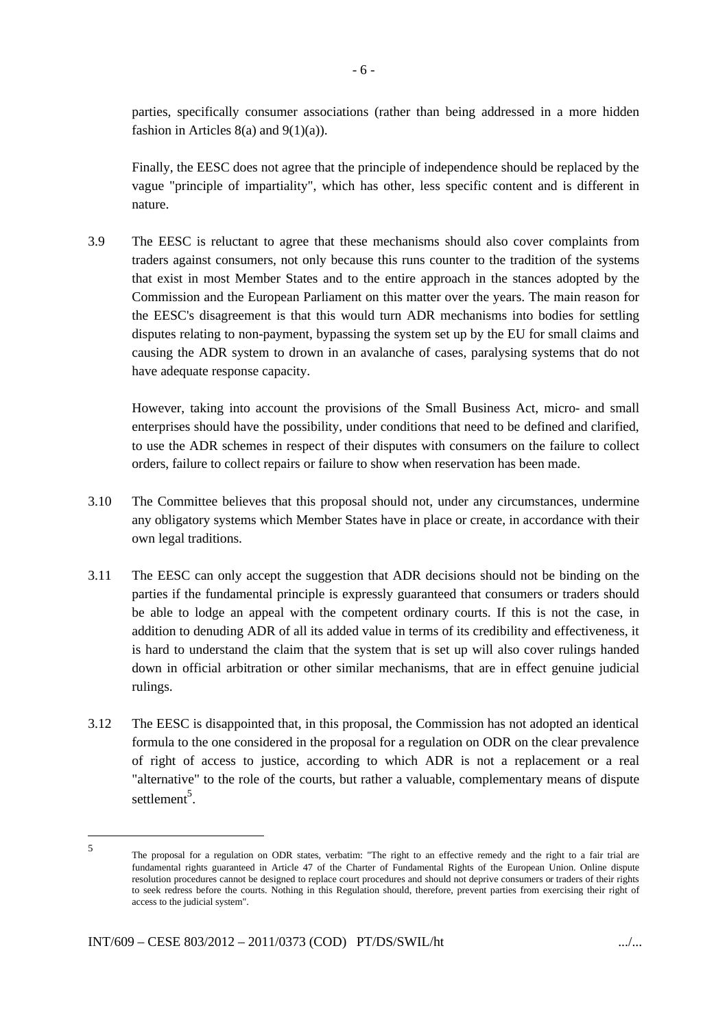parties, specifically consumer associations (rather than being addressed in a more hidden fashion in Articles 8(a) and 9(1)(a)).

Finally, the EESC does not agree that the principle of independence should be replaced by the vague "principle of impartiality", which has other, less specific content and is different in nature.

3.9 The EESC is reluctant to agree that these mechanisms should also cover complaints from traders against consumers, not only because this runs counter to the tradition of the systems that exist in most Member States and to the entire approach in the stances adopted by the Commission and the European Parliament on this matter over the years. The main reason for the EESC's disagreement is that this would turn ADR mechanisms into bodies for settling disputes relating to non-payment, bypassing the system set up by the EU for small claims and causing the ADR system to drown in an avalanche of cases, paralysing systems that do not have adequate response capacity.

However, taking into account the provisions of the Small Business Act, micro- and small enterprises should have the possibility, under conditions that need to be defined and clarified, to use the ADR schemes in respect of their disputes with consumers on the failure to collect orders, failure to collect repairs or failure to show when reservation has been made.

3.10 The Committee believes that this proposal should not, under any circumstances, undermine any obligatory systems which Member States have in place or create, in accordance with their own legal traditions.

3.11 The EESC can only accept the suggestion that ADR decisions should not be binding on the parties if the fundamental principle is expressly guaranteed that consumers or traders should be able to lodge an appeal with the competent ordinary courts. If this is not the case, in addition to denuding ADR of all its added value in terms of its credibility and effectiveness, it is hard to understand the claim that the system that is set up will also cover rulings handed down in official arbitration or other similar mechanisms, that are in effect genuine judicial rulings.

3.12 The EESC is disappointed that, in this proposal, the Commission has not adopted an identical formula to the one considered in the proposal for a regulation on ODR on the clear prevalence of right of access to justice, according to which ADR is not a replacement or a real "alternative" to the role of the courts, but rather a valuable, complementary means of dispute settlement[5].

---

[5] The proposal for a regulation on ODR states, verbatim: "The right to an effective remedy and the right to a fair trial are fundamental rights guaranteed in Article 47 of the Charter of Fundamental Rights of the European Union. Online dispute resolution procedures cannot be designed to replace court procedures and should not deprive consumers or traders of their rights to seek redress before the courts. Nothing in this Regulation should, therefore, prevent parties from exercising their right of access to the judicial system".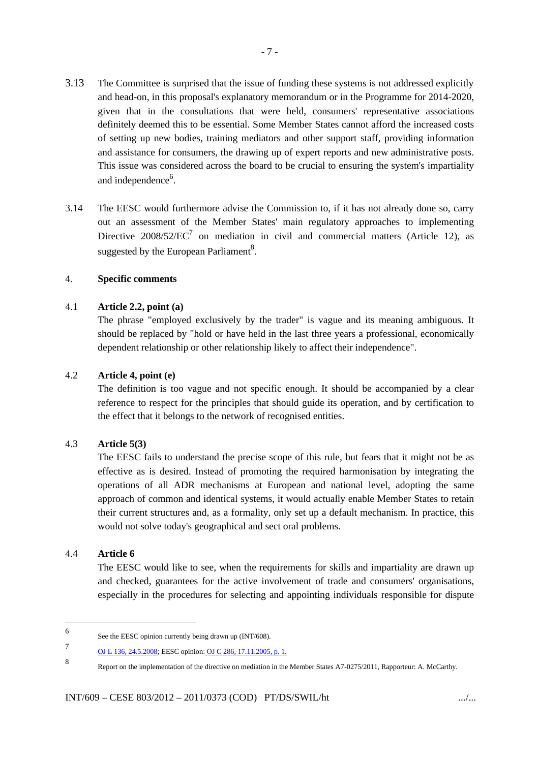3.13 The Committee is surprised that the issue of funding these systems is not addressed explicitly and head-on, in this proposal's explanatory memorandum or in the Programme for 2014-2020, given that in the consultations that were held, consumers' representative associations definitely deemed this to be essential. Some Member States cannot afford the increased costs of setting up new bodies, training mediators and other support staff, providing information and assistance for consumers, the drawing up of expert reports and new administrative posts. This issue was considered across the board to be crucial to ensuring the system's impartiality and independence[6].

3.14 The EESC would furthermore advise the Commission to, if it has not already done so, carry out an assessment of the Member States' main regulatory approaches to implementing Directive 2008/52/EC[7] on mediation in civil and commercial matters (Article 12), as suggested by the European Parliament[8].

## 4. Specific comments

### 4.1 Article 2.2, point (a)

The phrase "employed exclusively by the trader" is vague and its meaning ambiguous. It should be replaced by "hold or have held in the last three years a professional, economically dependent relationship or other relationship likely to affect their independence".

### 4.2 Article 4, point (e)

The definition is too vague and not specific enough. It should be accompanied by a clear reference to respect for the principles that should guide its operation, and by certification to the effect that it belongs to the network of recognised entities.

### 4.3 Article 5(3)

The EESC fails to understand the precise scope of this rule, but fears that it might not be as effective as is desired. Instead of promoting the required harmonisation by integrating the operations of all ADR mechanisms at European and national level, adopting the same approach of common and identical systems, it would actually enable Member States to retain their current structures and, as a formality, only set up a default mechanism. In practice, this would not solve today's geographical and sect oral problems.

### 4.4 Article 6

The EESC would like to see, when the requirements for skills and impartiality are drawn up and checked, guarantees for the active involvement of trade and consumers' organisations, especially in the procedures for selecting and appointing individuals responsible for dispute

---

[6] See the EESC opinion currently being drawn up (INT/608).

[7] OJ L 136, 24.5.2008; EESC opinion: OJ C 286, 17.11.2005, p. 1.

[8] Report on the implementation of the directive on mediation in the Member States A7-0275/2011, Rapporteur: A. McCarthy.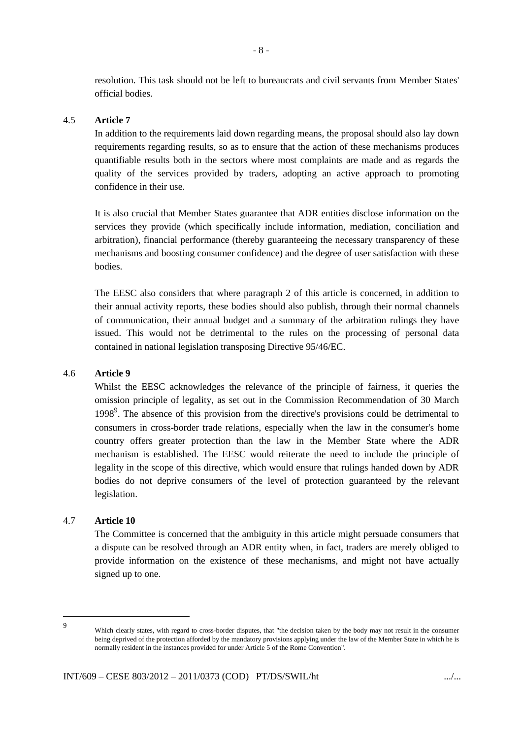resolution. This task should not be left to bureaucrats and civil servants from Member States' official bodies.

4.5 **Article 7**

In addition to the requirements laid down regarding means, the proposal should also lay down requirements regarding results, so as to ensure that the action of these mechanisms produces quantifiable results both in the sectors where most complaints are made and as regards the quality of the services provided by traders, adopting an active approach to promoting confidence in their use.

It is also crucial that Member States guarantee that ADR entities disclose information on the services they provide (which specifically include information, mediation, conciliation and arbitration), financial performance (thereby guaranteeing the necessary transparency of these mechanisms and boosting consumer confidence) and the degree of user satisfaction with these bodies.

The EESC also considers that where paragraph 2 of this article is concerned, in addition to their annual activity reports, these bodies should also publish, through their normal channels of communication, their annual budget and a summary of the arbitration rulings they have issued. This would not be detrimental to the rules on the processing of personal data contained in national legislation transposing Directive 95/46/EC.

4.6 **Article 9**

Whilst the EESC acknowledges the relevance of the principle of fairness, it queries the omission principle of legality, as set out in the Commission Recommendation of 30 March 1998[9]. The absence of this provision from the directive's provisions could be detrimental to consumers in cross-border trade relations, especially when the law in the consumer's home country offers greater protection than the law in the Member State where the ADR mechanism is established. The EESC would reiterate the need to include the principle of legality in the scope of this directive, which would ensure that rulings handed down by ADR bodies do not deprive consumers of the level of protection guaranteed by the relevant legislation.

4.7 **Article 10**

The Committee is concerned that the ambiguity in this article might persuade consumers that a dispute can be resolved through an ADR entity when, in fact, traders are merely obliged to provide information on the existence of these mechanisms, and might not have actually signed up to one.

---

[9] Which clearly states, with regard to cross-border disputes, that "the decision taken by the body may not result in the consumer being deprived of the protection afforded by the mandatory provisions applying under the law of the Member State in which he is normally resident in the instances provided for under Article 5 of the Rome Convention".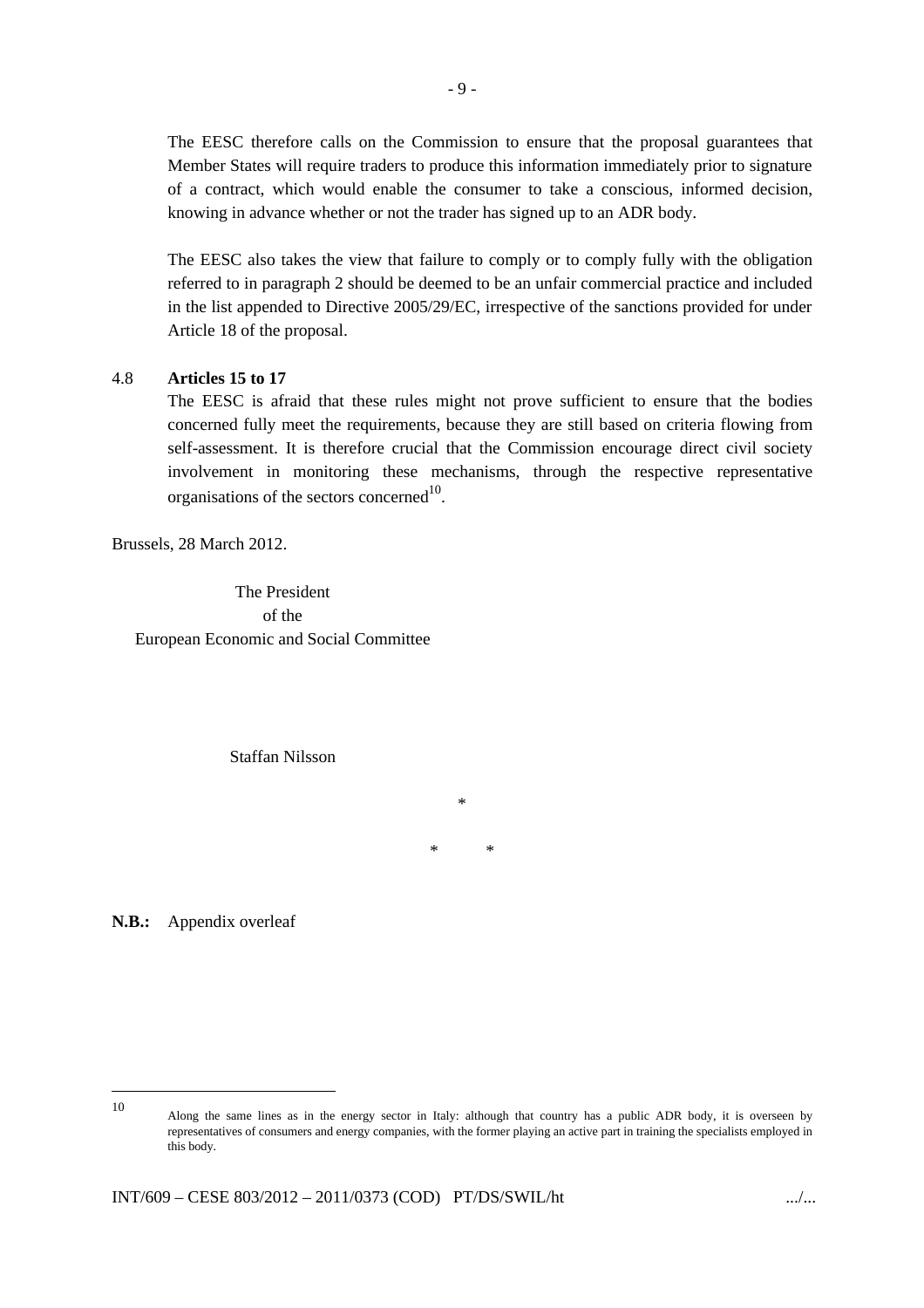The EESC therefore calls on the Commission to ensure that the proposal guarantees that Member States will require traders to produce this information immediately prior to signature of a contract, which would enable the consumer to take a conscious, informed decision, knowing in advance whether or not the trader has signed up to an ADR body.

The EESC also takes the view that failure to comply or to comply fully with the obligation referred to in paragraph 2 should be deemed to be an unfair commercial practice and included in the list appended to Directive 2005/29/EC, irrespective of the sanctions provided for under Article 18 of the proposal.

4.8 **Articles 15 to 17**

The EESC is afraid that these rules might not prove sufficient to ensure that the bodies concerned fully meet the requirements, because they are still based on criteria flowing from self-assessment. It is therefore crucial that the Commission encourage direct civil society involvement in monitoring these mechanisms, through the respective representative organisations of the sectors concerned[10].

Brussels, 28 March 2012.

The President
of the
European Economic and Social Committee

Staffan Nilsson

*

\*     *

**N.B.:** Appendix overleaf

---

[10] Along the same lines as in the energy sector in Italy: although that country has a public ADR body, it is overseen by representatives of consumers and energy companies, with the former playing an active part in training the specialists employed in this body.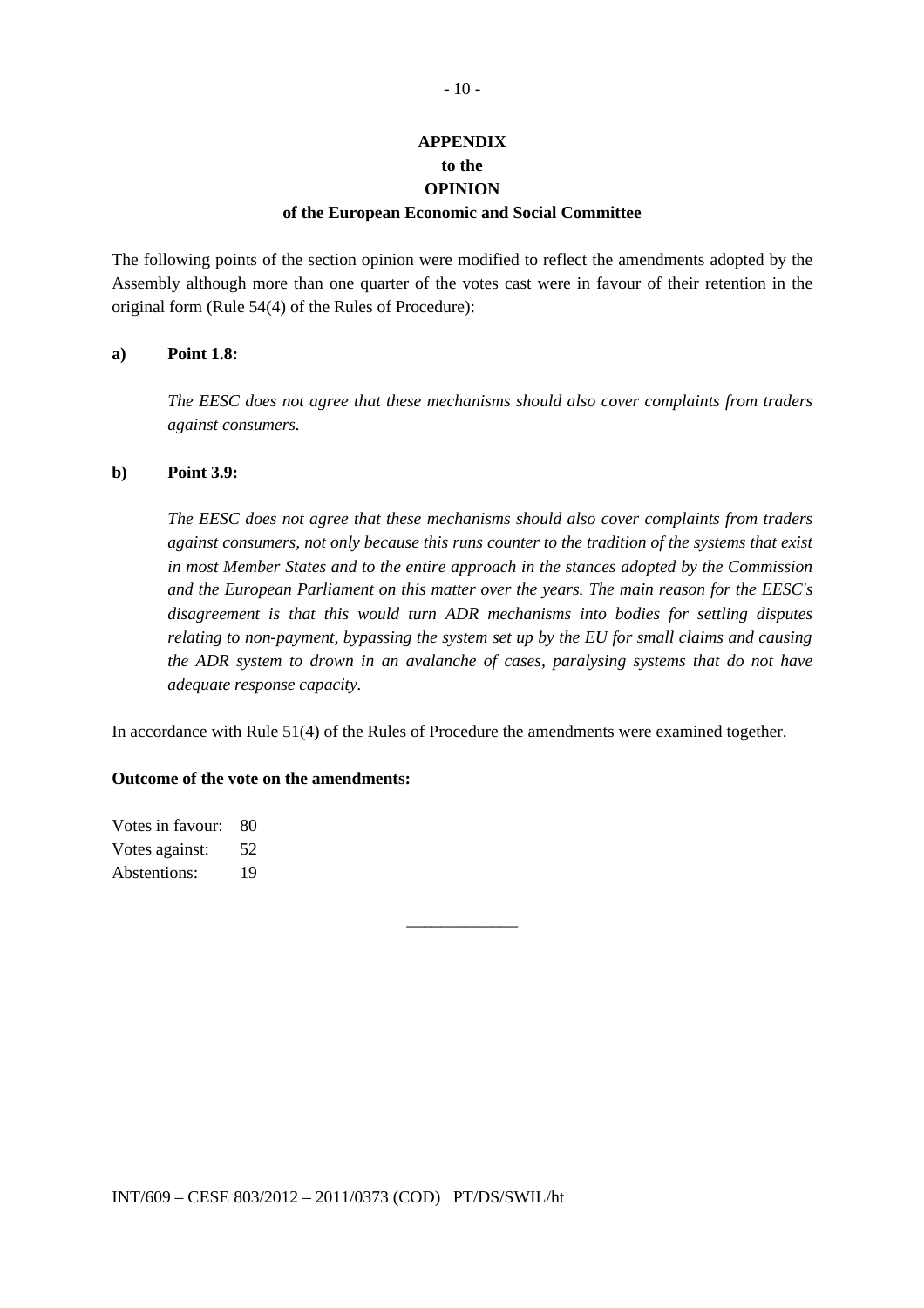# APPENDIX
## to the
## OPINION
## of the European Economic and Social Committee

The following points of the section opinion were modified to reflect the amendments adopted by the Assembly although more than one quarter of the votes cast were in favour of their retention in the original form (Rule 54(4) of the Rules of Procedure):

**a) Point 1.8:**

*The EESC does not agree that these mechanisms should also cover complaints from traders against consumers.*

**b) Point 3.9:**

*The EESC does not agree that these mechanisms should also cover complaints from traders against consumers, not only because this runs counter to the tradition of the systems that exist in most Member States and to the entire approach in the stances adopted by the Commission and the European Parliament on this matter over the years. The main reason for the EESC's disagreement is that this would turn ADR mechanisms into bodies for settling disputes relating to non-payment, bypassing the system set up by the EU for small claims and causing the ADR system to drown in an avalanche of cases, paralysing systems that do not have adequate response capacity.*

In accordance with Rule 51(4) of the Rules of Procedure the amendments were examined together.

**Outcome of the vote on the amendments:**

| | |
|---|---|
| Votes in favour: | 80 |
| Votes against: | 52 |
| Abstentions: | 19 |

_____________